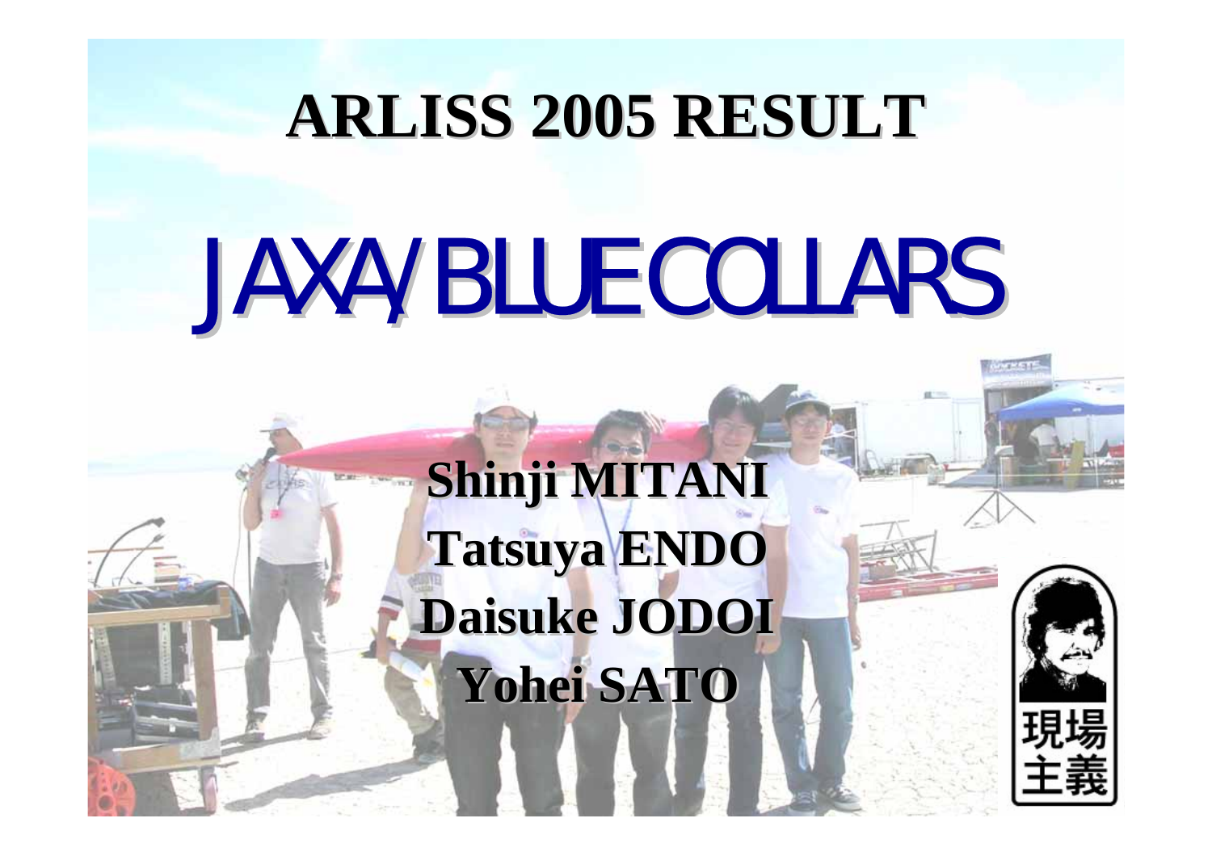# ARLISS 2005 RESULT

# JAXA/BLUE COLLARS

**Shinji MITANI**

**Tatsuya ENDO**

**Daisuke JODOI**

**Yohei SATO**

現場主義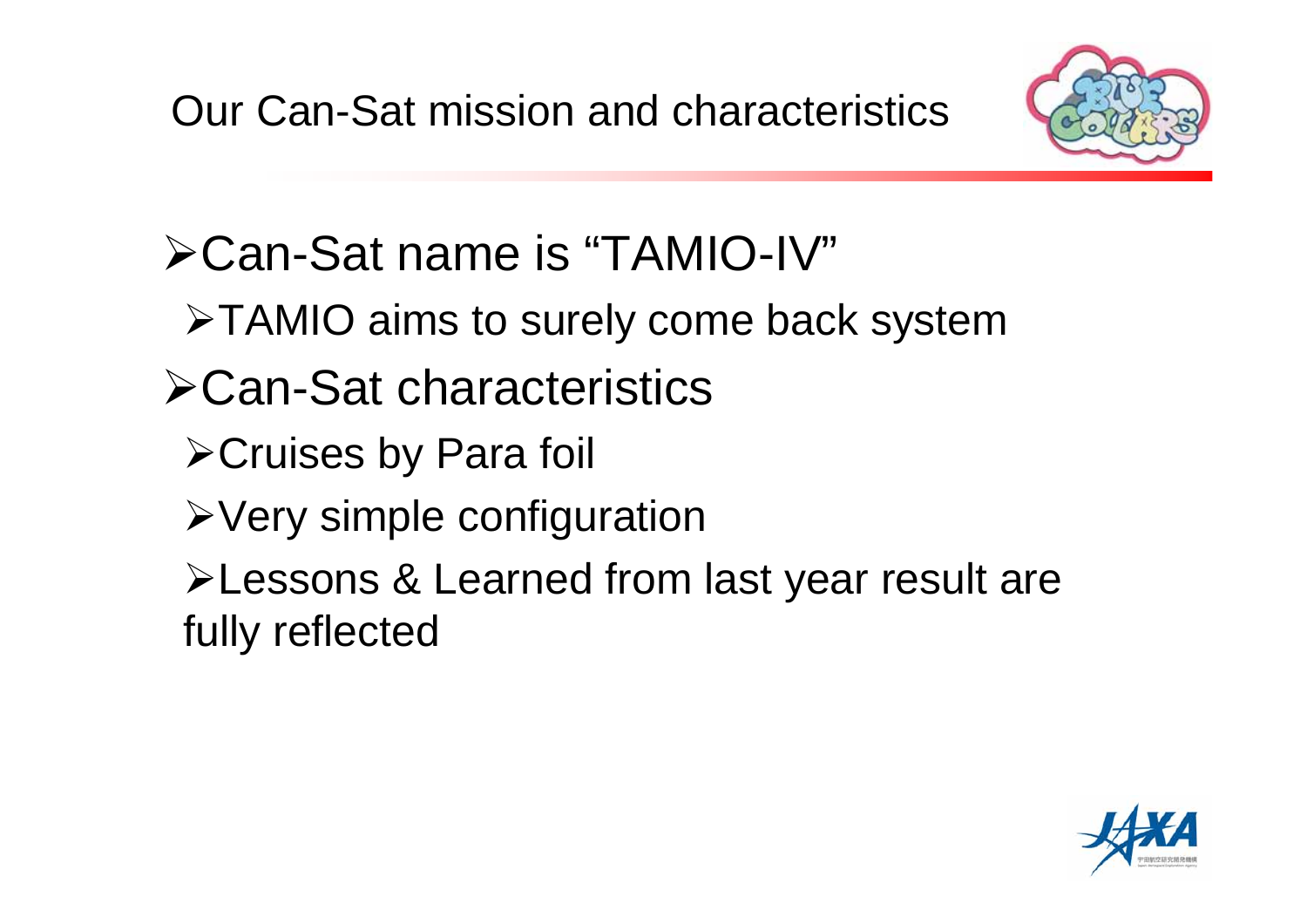# Our Can-Sat mission and characteristics

- Can-Sat name is "TAMIO-IV"
  - TAMIO aims to surely come back system
- Can-Sat characteristics
  - Cruises by Para foil
  - Very simple configuration
  - Lessons & Learned from last year result are fully reflected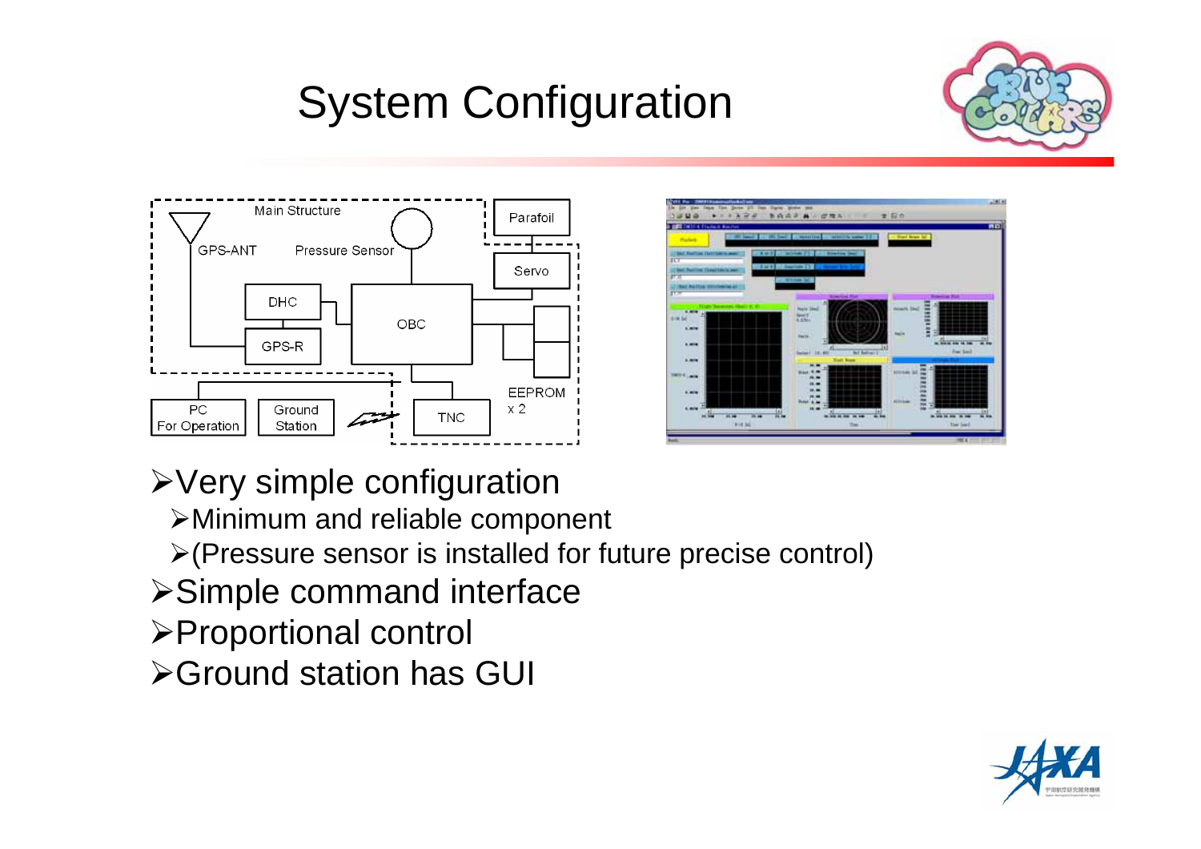# System Configuration

Main Structure

GPS-ANT

Pressure Sensor

Parafoil

Servo

DHC

OBC

GPS-R

EEPROM
x 2

PC
For Operation

Ground
Station

TNC

- Very simple configuration
  - Minimum and reliable component
  - (Pressure sensor is installed for future precise control)
- Simple command interface
- Proportional control
- Ground station has GUI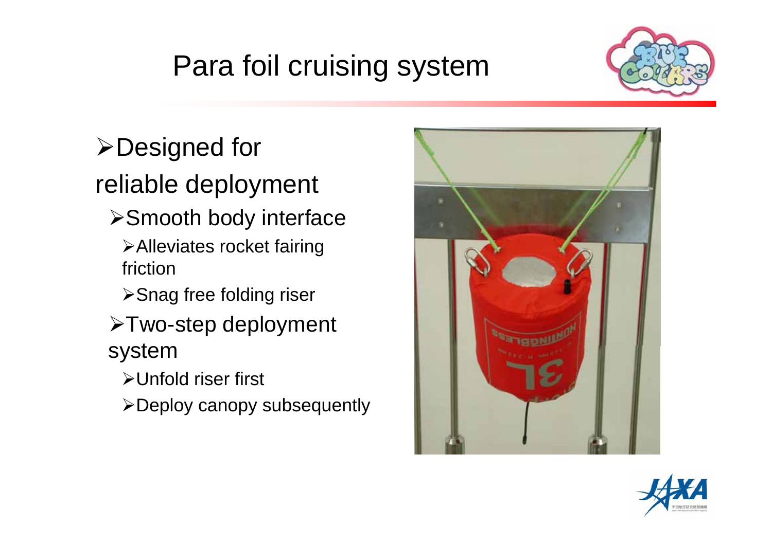# Para foil cruising system

- Designed for reliable deployment
  - Smooth body interface
    - Alleviates rocket fairing friction
    - Snag free folding riser
  - Two-step deployment system
    - Unfold riser first
    - Deploy canopy subsequently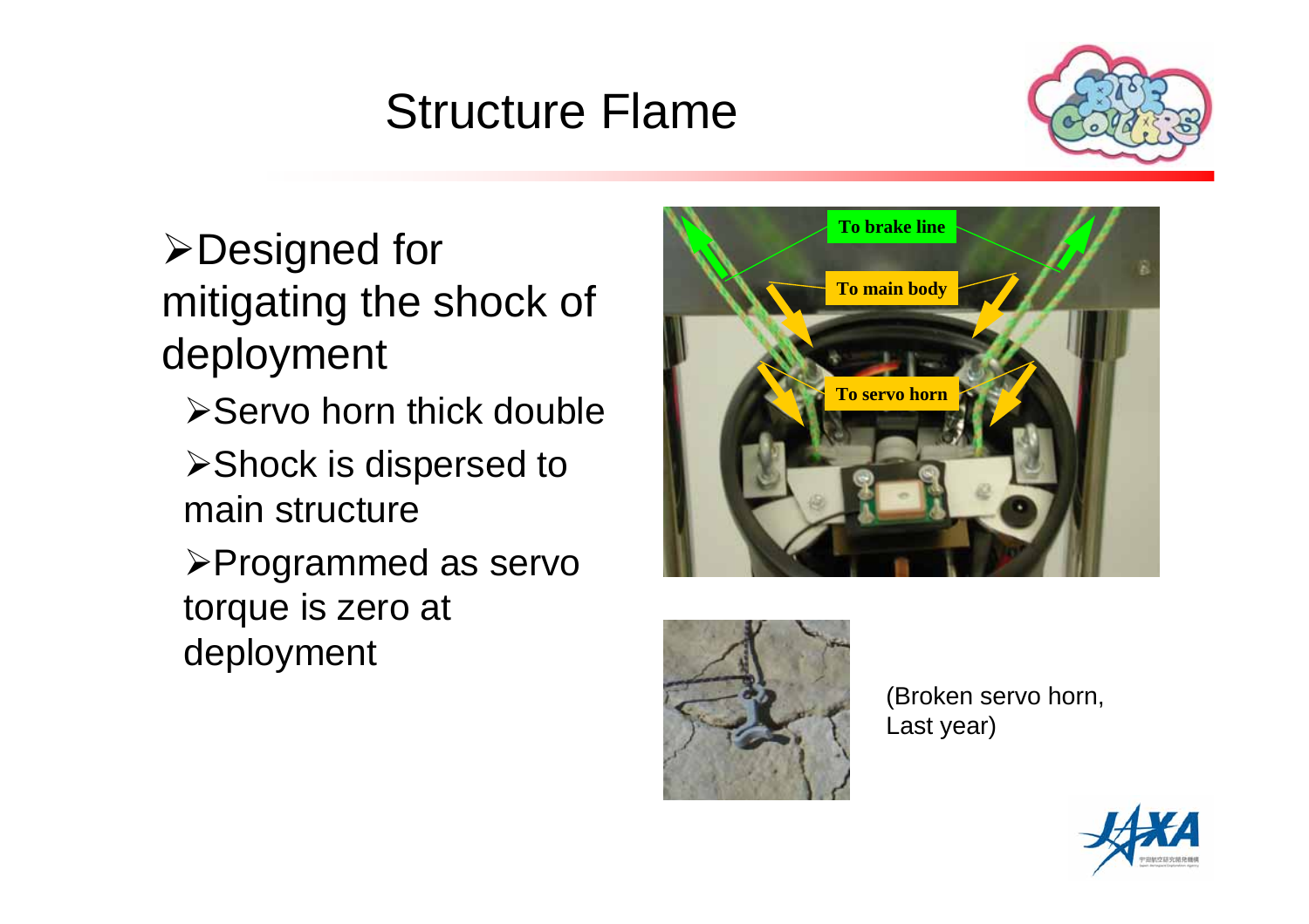# Structure Flame

- Designed for mitigating the shock of deployment
  - Servo horn thick double
  - Shock is dispersed to main structure
  - Programmed as servo torque is zero at deployment

(Broken servo horn, Last year)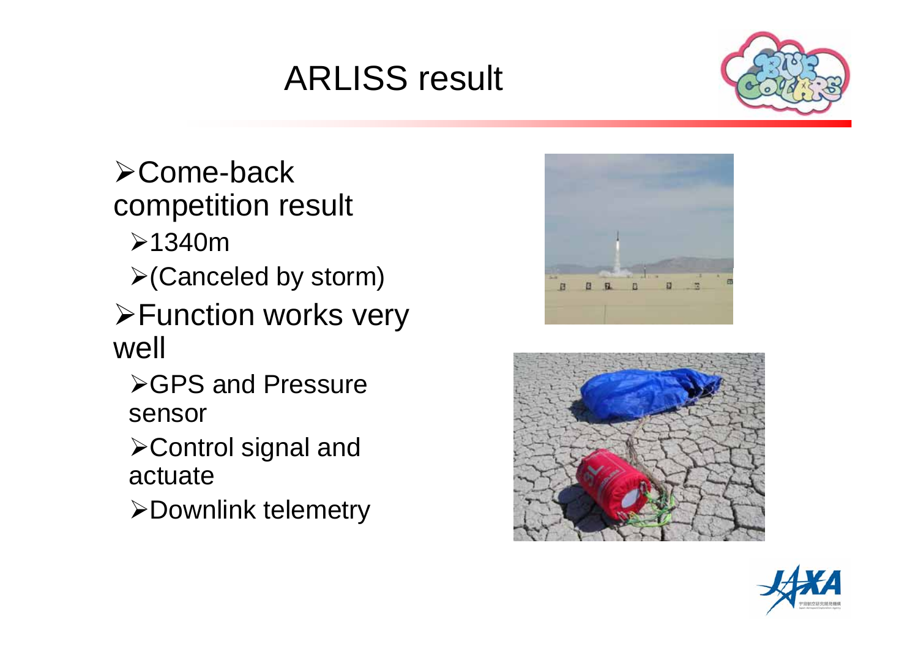# ARLISS result

- Come-back competition result
  - 1340m
  - (Canceled by storm)
- Function works very well
  - GPS and Pressure sensor
  - Control signal and actuate
  - Downlink telemetry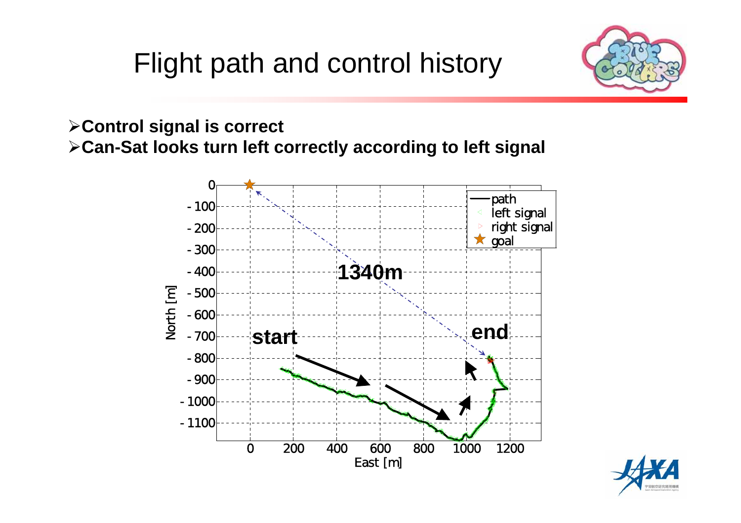# Flight path and control history

- **Control signal is correct**
- **Can-Sat looks turn left correctly according to left signal**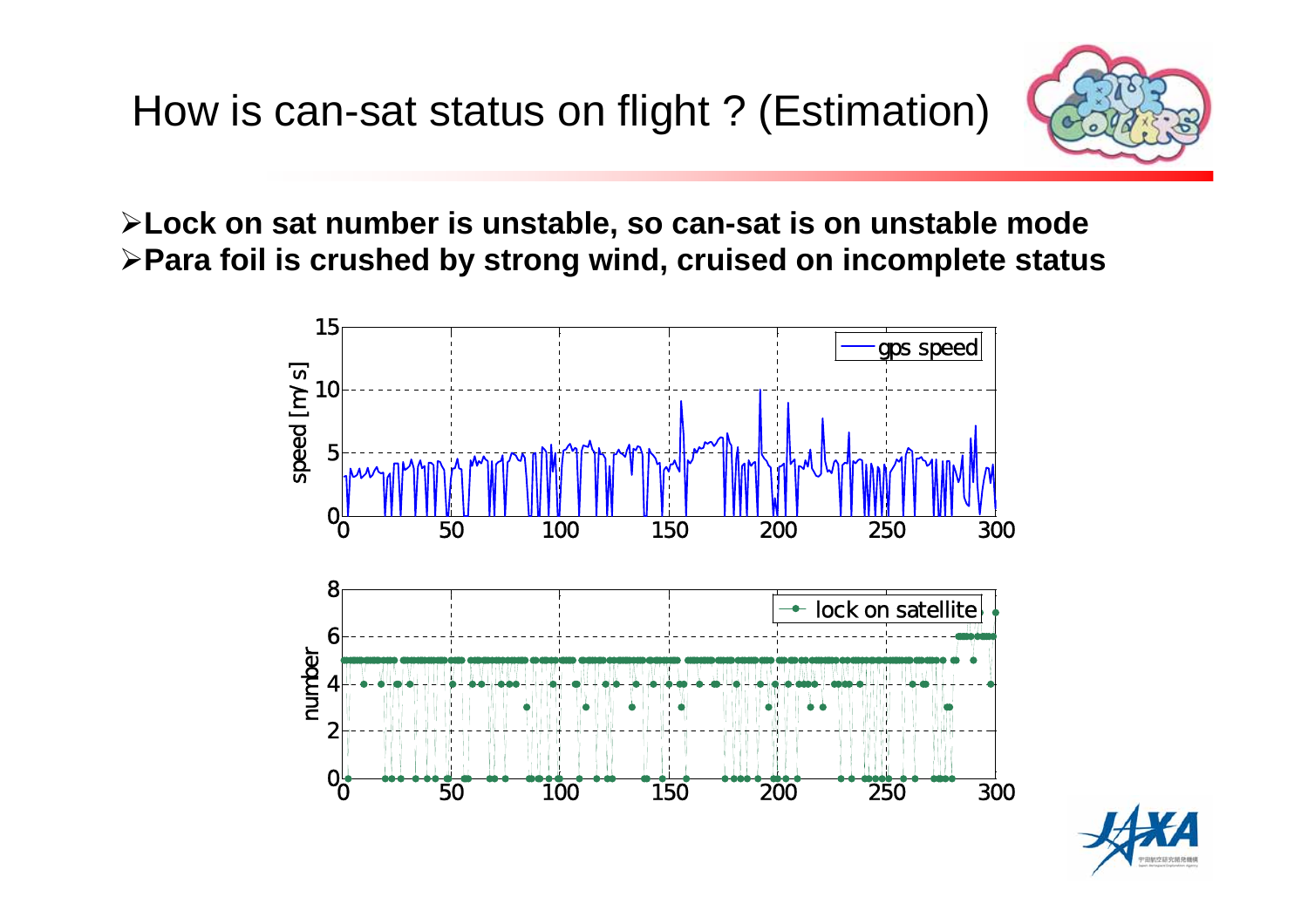# How is can-sat status on flight ? (Estimation)

- **Lock on sat number is unstable, so can-sat is on unstable mode**
- **Para foil is crushed by strong wind, cruised on incomplete status**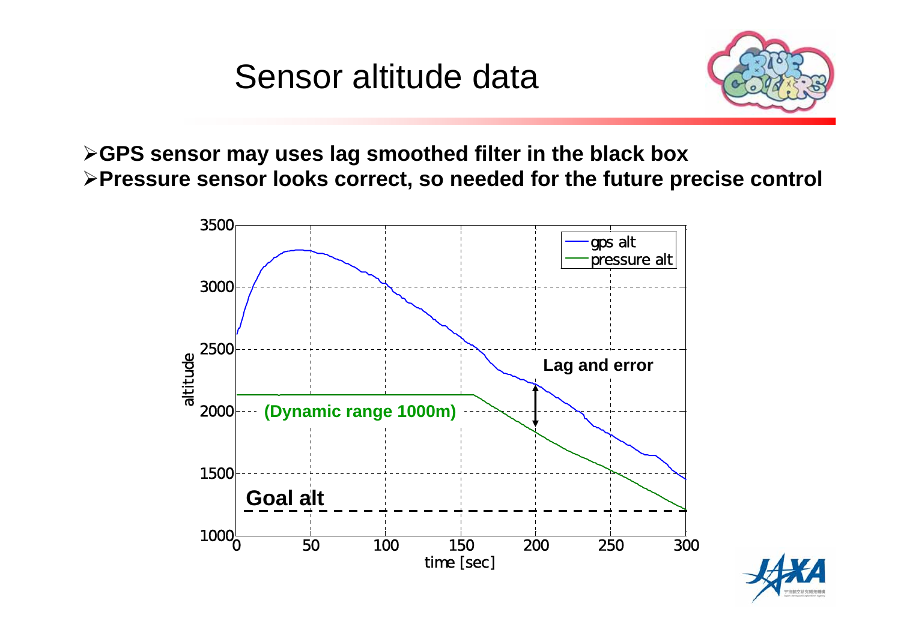# Sensor altitude data

- **GPS sensor may uses lag smoothed filter in the black box**
- **Pressure sensor looks correct, so needed for the future precise control**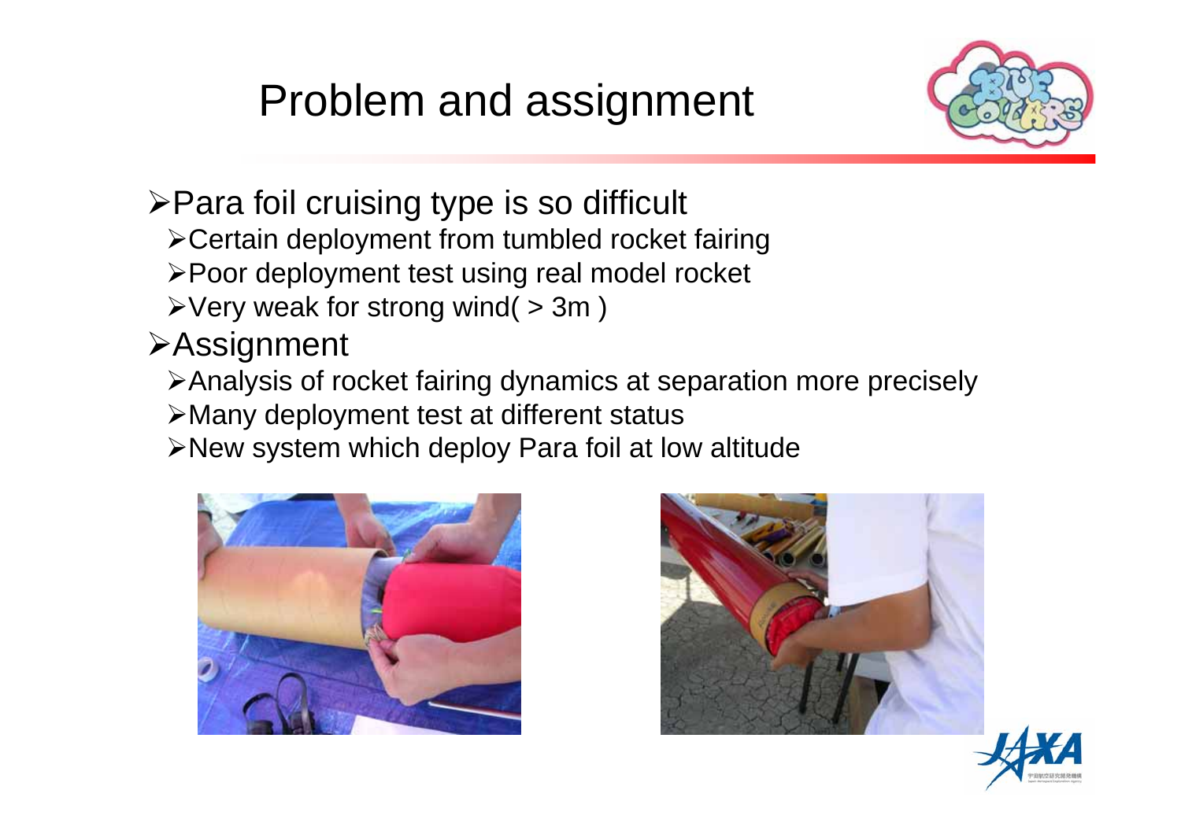# Problem and assignment

- Para foil cruising type is so difficult
  - Certain deployment from tumbled rocket fairing
  - Poor deployment test using real model rocket
  - Very weak for strong wind( > 3m )
- Assignment
  - Analysis of rocket fairing dynamics at separation more precisely
  - Many deployment test at different status
  - New system which deploy Para foil at low altitude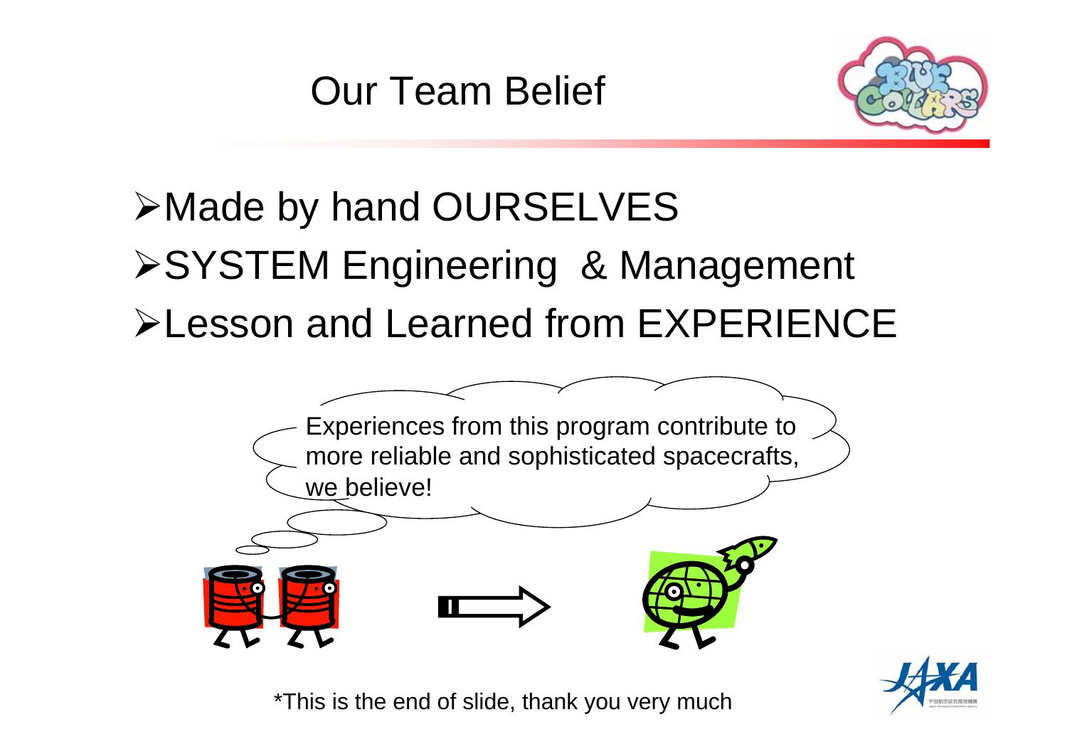# Our Team Belief

- Made by hand OURSELVES
- SYSTEM Engineering & Management
- Lesson and Learned from EXPERIENCE

Experiences from this program contribute to more reliable and sophisticated spacecrafts, we believe!

*This is the end of slide, thank you very much